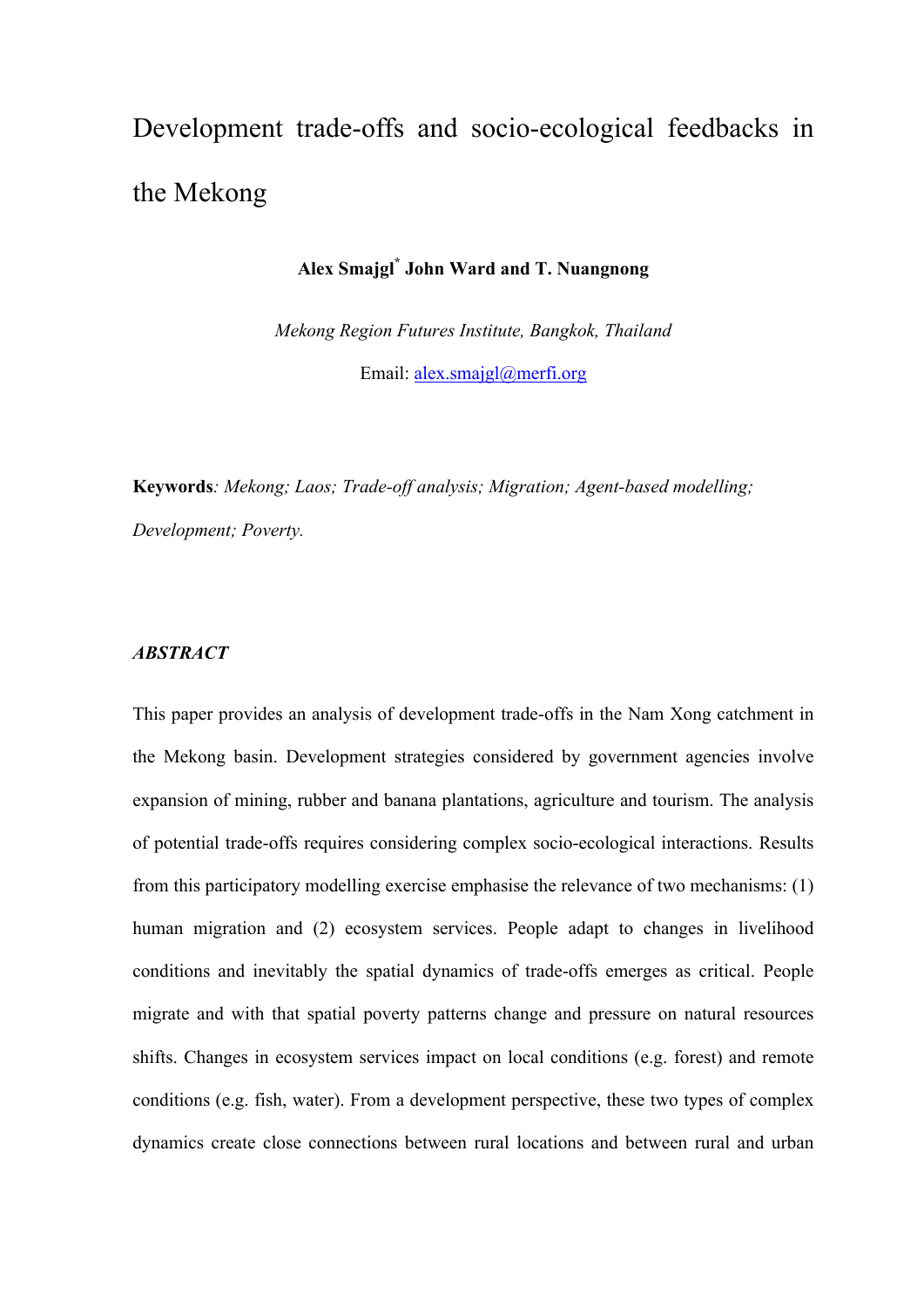# Development trade-offs and socio-ecological feedbacks in the Mekong

**Alex Smajgl[*] John Ward and T. Nuangnong**

*Mekong Region Futures Institute, Bangkok, Thailand*

Email: alex.smajgl@merfi.org

**Keywords***: Mekong; Laos; Trade-off analysis; Migration; Agent-based modelling; Development; Poverty.*

### *ABSTRACT*

This paper provides an analysis of development trade-offs in the Nam Xong catchment in the Mekong basin. Development strategies considered by government agencies involve expansion of mining, rubber and banana plantations, agriculture and tourism. The analysis of potential trade-offs requires considering complex socio-ecological interactions. Results from this participatory modelling exercise emphasise the relevance of two mechanisms: (1) human migration and (2) ecosystem services. People adapt to changes in livelihood conditions and inevitably the spatial dynamics of trade-offs emerges as critical. People migrate and with that spatial poverty patterns change and pressure on natural resources shifts. Changes in ecosystem services impact on local conditions (e.g. forest) and remote conditions (e.g. fish, water). From a development perspective, these two types of complex dynamics create close connections between rural locations and between rural and urban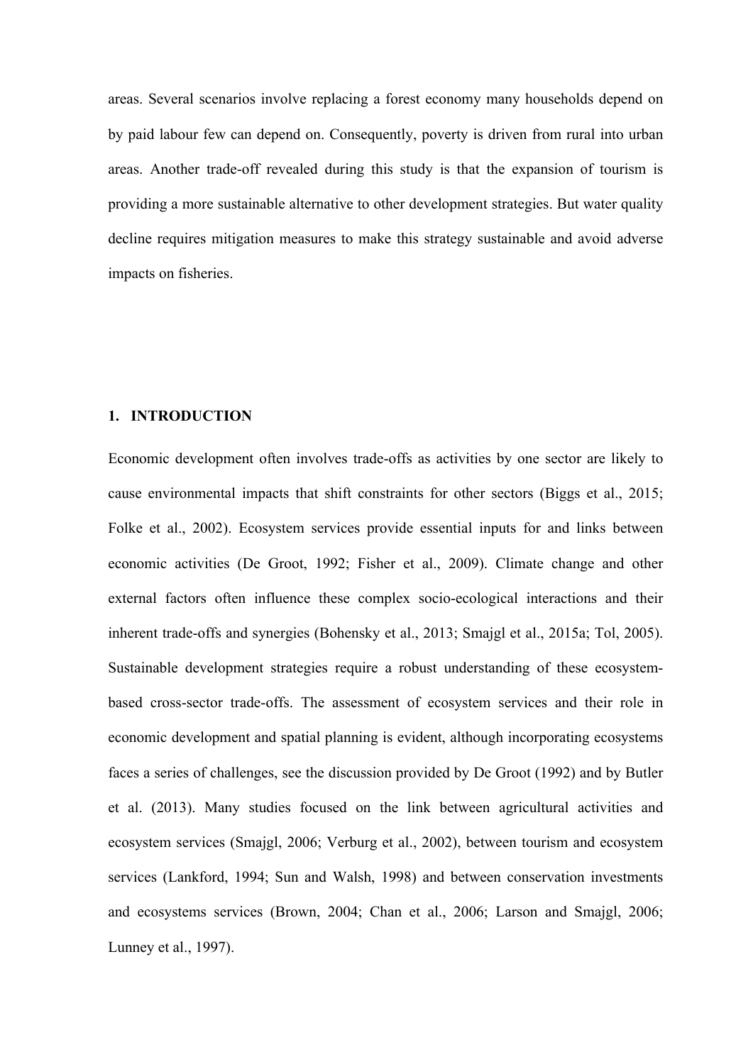areas. Several scenarios involve replacing a forest economy many households depend on by paid labour few can depend on. Consequently, poverty is driven from rural into urban areas. Another trade-off revealed during this study is that the expansion of tourism is providing a more sustainable alternative to other development strategies. But water quality decline requires mitigation measures to make this strategy sustainable and avoid adverse impacts on fisheries.

## 1. INTRODUCTION

Economic development often involves trade-offs as activities by one sector are likely to cause environmental impacts that shift constraints for other sectors (Biggs et al., 2015; Folke et al., 2002). Ecosystem services provide essential inputs for and links between economic activities (De Groot, 1992; Fisher et al., 2009). Climate change and other external factors often influence these complex socio-ecological interactions and their inherent trade-offs and synergies (Bohensky et al., 2013; Smajgl et al., 2015a; Tol, 2005). Sustainable development strategies require a robust understanding of these ecosystem-based cross-sector trade-offs. The assessment of ecosystem services and their role in economic development and spatial planning is evident, although incorporating ecosystems faces a series of challenges, see the discussion provided by De Groot (1992) and by Butler et al. (2013). Many studies focused on the link between agricultural activities and ecosystem services (Smajgl, 2006; Verburg et al., 2002), between tourism and ecosystem services (Lankford, 1994; Sun and Walsh, 1998) and between conservation investments and ecosystems services (Brown, 2004; Chan et al., 2006; Larson and Smajgl, 2006; Lunney et al., 1997).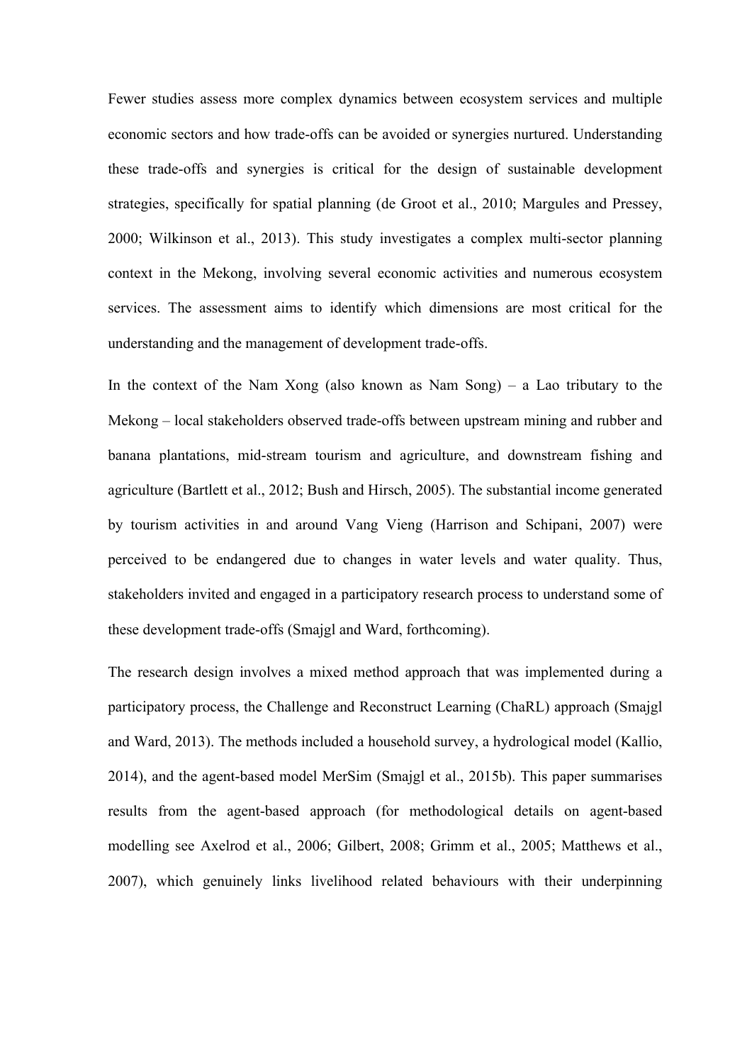Fewer studies assess more complex dynamics between ecosystem services and multiple economic sectors and how trade-offs can be avoided or synergies nurtured. Understanding these trade-offs and synergies is critical for the design of sustainable development strategies, specifically for spatial planning (de Groot et al., 2010; Margules and Pressey, 2000; Wilkinson et al., 2013). This study investigates a complex multi-sector planning context in the Mekong, involving several economic activities and numerous ecosystem services. The assessment aims to identify which dimensions are most critical for the understanding and the management of development trade-offs.

In the context of the Nam Xong (also known as Nam Song) – a Lao tributary to the Mekong – local stakeholders observed trade-offs between upstream mining and rubber and banana plantations, mid-stream tourism and agriculture, and downstream fishing and agriculture (Bartlett et al., 2012; Bush and Hirsch, 2005). The substantial income generated by tourism activities in and around Vang Vieng (Harrison and Schipani, 2007) were perceived to be endangered due to changes in water levels and water quality. Thus, stakeholders invited and engaged in a participatory research process to understand some of these development trade-offs (Smajgl and Ward, forthcoming).

The research design involves a mixed method approach that was implemented during a participatory process, the Challenge and Reconstruct Learning (ChaRL) approach (Smajgl and Ward, 2013). The methods included a household survey, a hydrological model (Kallio, 2014), and the agent-based model MerSim (Smajgl et al., 2015b). This paper summarises results from the agent-based approach (for methodological details on agent-based modelling see Axelrod et al., 2006; Gilbert, 2008; Grimm et al., 2005; Matthews et al., 2007), which genuinely links livelihood related behaviours with their underpinning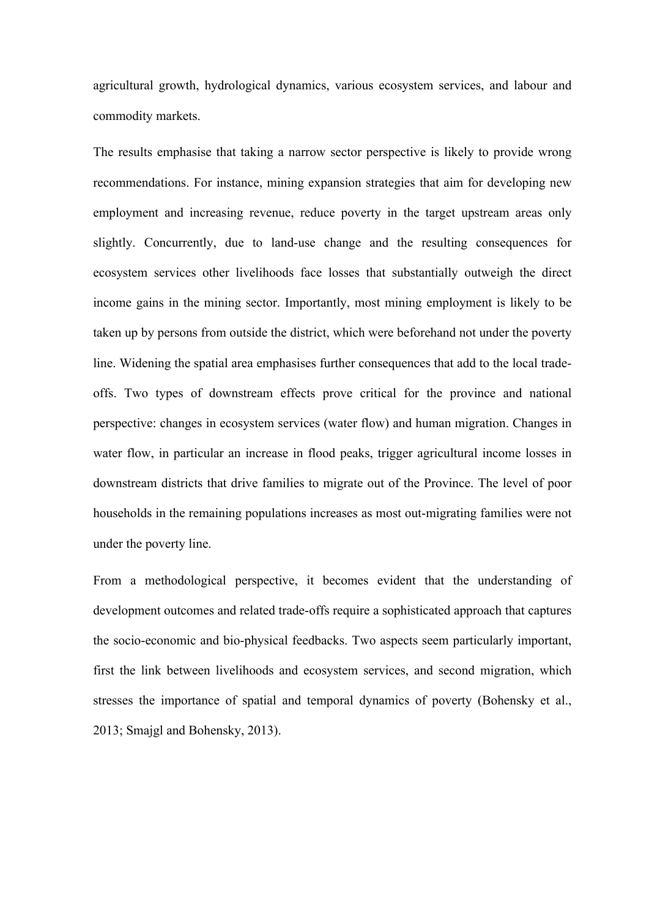agricultural growth, hydrological dynamics, various ecosystem services, and labour and commodity markets.

The results emphasise that taking a narrow sector perspective is likely to provide wrong recommendations. For instance, mining expansion strategies that aim for developing new employment and increasing revenue, reduce poverty in the target upstream areas only slightly. Concurrently, due to land-use change and the resulting consequences for ecosystem services other livelihoods face losses that substantially outweigh the direct income gains in the mining sector. Importantly, most mining employment is likely to be taken up by persons from outside the district, which were beforehand not under the poverty line. Widening the spatial area emphasises further consequences that add to the local trade-offs. Two types of downstream effects prove critical for the province and national perspective: changes in ecosystem services (water flow) and human migration. Changes in water flow, in particular an increase in flood peaks, trigger agricultural income losses in downstream districts that drive families to migrate out of the Province. The level of poor households in the remaining populations increases as most out-migrating families were not under the poverty line.

From a methodological perspective, it becomes evident that the understanding of development outcomes and related trade-offs require a sophisticated approach that captures the socio-economic and bio-physical feedbacks. Two aspects seem particularly important, first the link between livelihoods and ecosystem services, and second migration, which stresses the importance of spatial and temporal dynamics of poverty (Bohensky et al., 2013; Smajgl and Bohensky, 2013).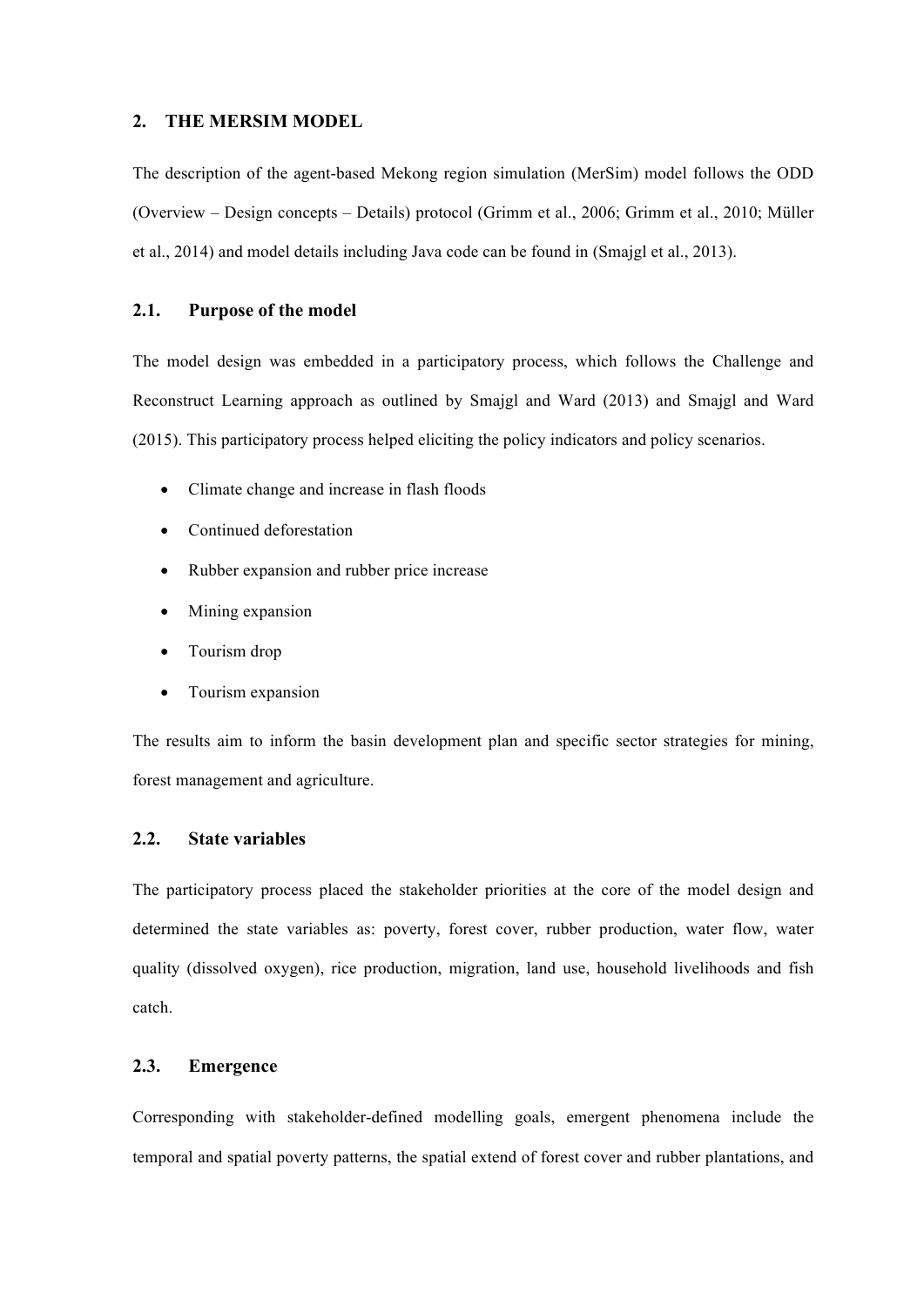## 2. THE MERSIM MODEL

The description of the agent-based Mekong region simulation (MerSim) model follows the ODD (Overview – Design concepts – Details) protocol (Grimm et al., 2006; Grimm et al., 2010; Müller et al., 2014) and model details including Java code can be found in (Smajgl et al., 2013).

### 2.1. Purpose of the model

The model design was embedded in a participatory process, which follows the Challenge and Reconstruct Learning approach as outlined by Smajgl and Ward (2013) and Smajgl and Ward (2015). This participatory process helped eliciting the policy indicators and policy scenarios.

- Climate change and increase in flash floods
- Continued deforestation
- Rubber expansion and rubber price increase
- Mining expansion
- Tourism drop
- Tourism expansion

The results aim to inform the basin development plan and specific sector strategies for mining, forest management and agriculture.

### 2.2. State variables

The participatory process placed the stakeholder priorities at the core of the model design and determined the state variables as: poverty, forest cover, rubber production, water flow, water quality (dissolved oxygen), rice production, migration, land use, household livelihoods and fish catch.

### 2.3. Emergence

Corresponding with stakeholder-defined modelling goals, emergent phenomena include the temporal and spatial poverty patterns, the spatial extend of forest cover and rubber plantations, and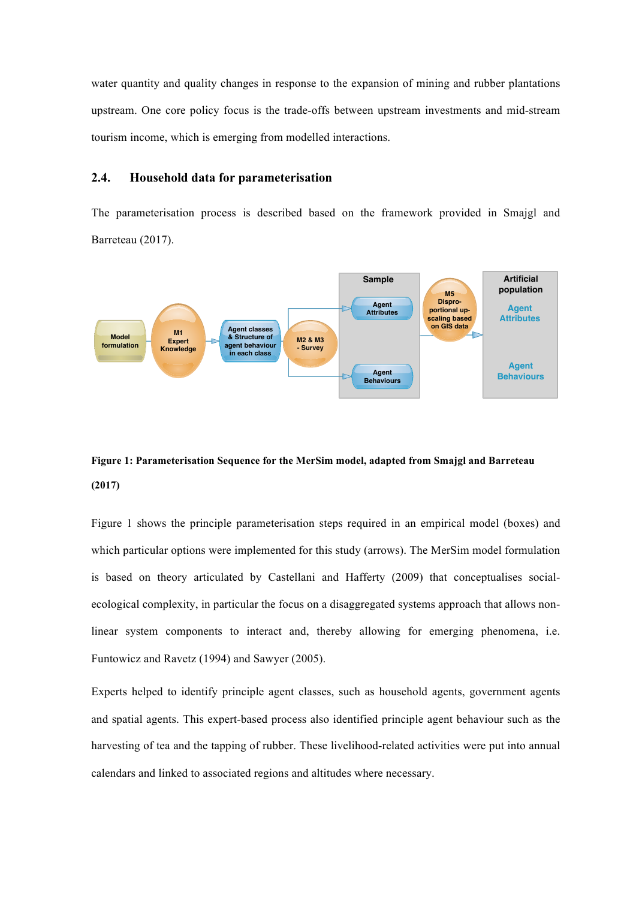water quantity and quality changes in response to the expansion of mining and rubber plantations upstream. One core policy focus is the trade-offs between upstream investments and mid-stream tourism income, which is emerging from modelled interactions.

## 2.4. Household data for parameterisation

The parameterisation process is described based on the framework provided in Smajgl and Barreteau (2017).

**Figure 1: Parameterisation Sequence for the MerSim model, adapted from Smajgl and Barreteau (2017)**

Figure 1 shows the principle parameterisation steps required in an empirical model (boxes) and which particular options were implemented for this study (arrows). The MerSim model formulation is based on theory articulated by Castellani and Hafferty (2009) that conceptualises social-ecological complexity, in particular the focus on a disaggregated systems approach that allows non-linear system components to interact and, thereby allowing for emerging phenomena, i.e. Funtowicz and Ravetz (1994) and Sawyer (2005).

Experts helped to identify principle agent classes, such as household agents, government agents and spatial agents. This expert-based process also identified principle agent behaviour such as the harvesting of tea and the tapping of rubber. These livelihood-related activities were put into annual calendars and linked to associated regions and altitudes where necessary.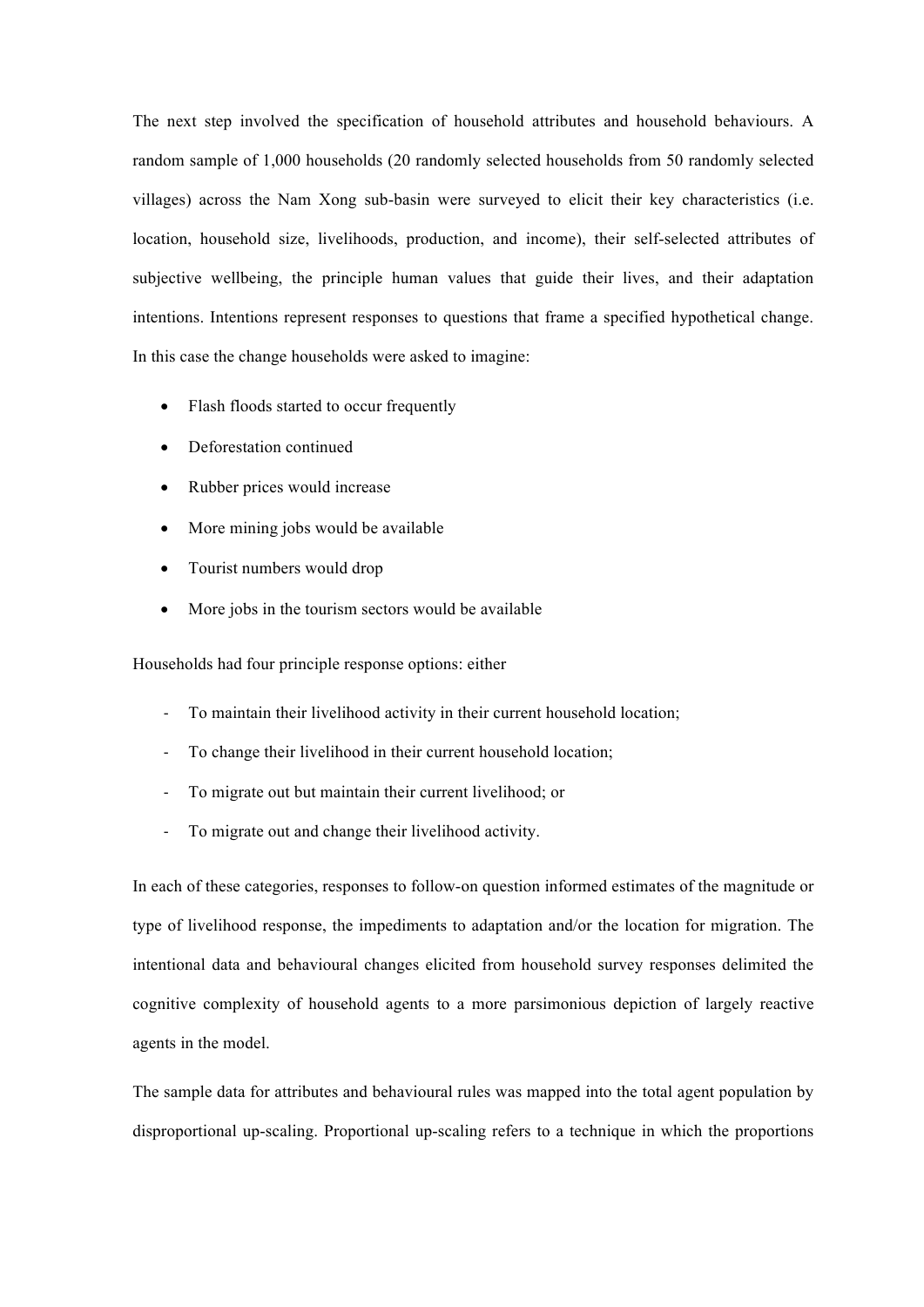The next step involved the specification of household attributes and household behaviours. A random sample of 1,000 households (20 randomly selected households from 50 randomly selected villages) across the Nam Xong sub-basin were surveyed to elicit their key characteristics (i.e. location, household size, livelihoods, production, and income), their self-selected attributes of subjective wellbeing, the principle human values that guide their lives, and their adaptation intentions. Intentions represent responses to questions that frame a specified hypothetical change. In this case the change households were asked to imagine:

- Flash floods started to occur frequently
- Deforestation continued
- Rubber prices would increase
- More mining jobs would be available
- Tourist numbers would drop
- More jobs in the tourism sectors would be available

Households had four principle response options: either

- To maintain their livelihood activity in their current household location;
- To change their livelihood in their current household location;
- To migrate out but maintain their current livelihood; or
- To migrate out and change their livelihood activity.

In each of these categories, responses to follow-on question informed estimates of the magnitude or type of livelihood response, the impediments to adaptation and/or the location for migration. The intentional data and behavioural changes elicited from household survey responses delimited the cognitive complexity of household agents to a more parsimonious depiction of largely reactive agents in the model.

The sample data for attributes and behavioural rules was mapped into the total agent population by disproportional up-scaling. Proportional up-scaling refers to a technique in which the proportions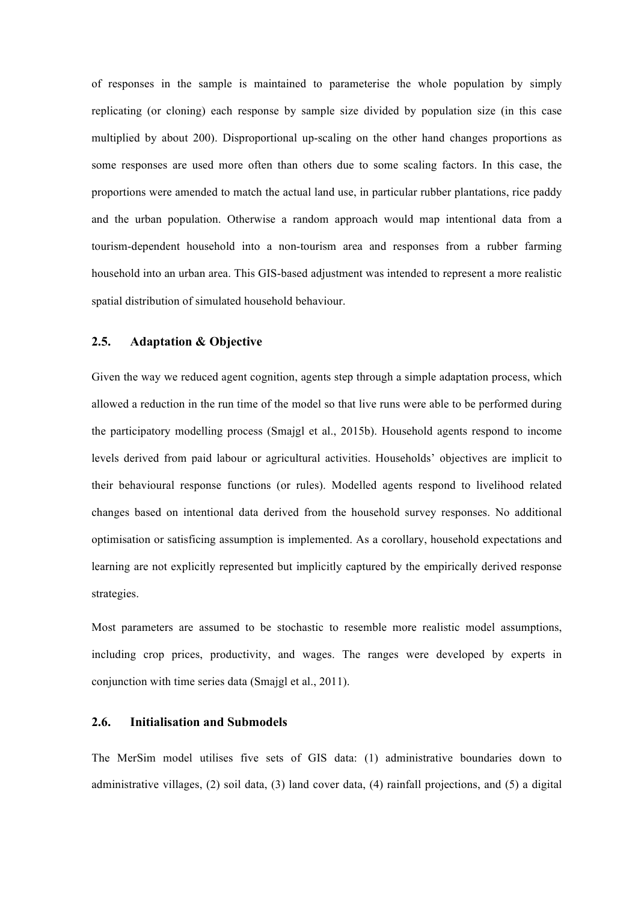of responses in the sample is maintained to parameterise the whole population by simply replicating (or cloning) each response by sample size divided by population size (in this case multiplied by about 200). Disproportional up-scaling on the other hand changes proportions as some responses are used more often than others due to some scaling factors. In this case, the proportions were amended to match the actual land use, in particular rubber plantations, rice paddy and the urban population. Otherwise a random approach would map intentional data from a tourism-dependent household into a non-tourism area and responses from a rubber farming household into an urban area. This GIS-based adjustment was intended to represent a more realistic spatial distribution of simulated household behaviour.

## 2.5. Adaptation & Objective

Given the way we reduced agent cognition, agents step through a simple adaptation process, which allowed a reduction in the run time of the model so that live runs were able to be performed during the participatory modelling process (Smajgl et al., 2015b). Household agents respond to income levels derived from paid labour or agricultural activities. Households' objectives are implicit to their behavioural response functions (or rules). Modelled agents respond to livelihood related changes based on intentional data derived from the household survey responses. No additional optimisation or satisficing assumption is implemented. As a corollary, household expectations and learning are not explicitly represented but implicitly captured by the empirically derived response strategies.

Most parameters are assumed to be stochastic to resemble more realistic model assumptions, including crop prices, productivity, and wages. The ranges were developed by experts in conjunction with time series data (Smajgl et al., 2011).

## 2.6. Initialisation and Submodels

The MerSim model utilises five sets of GIS data: (1) administrative boundaries down to administrative villages, (2) soil data, (3) land cover data, (4) rainfall projections, and (5) a digital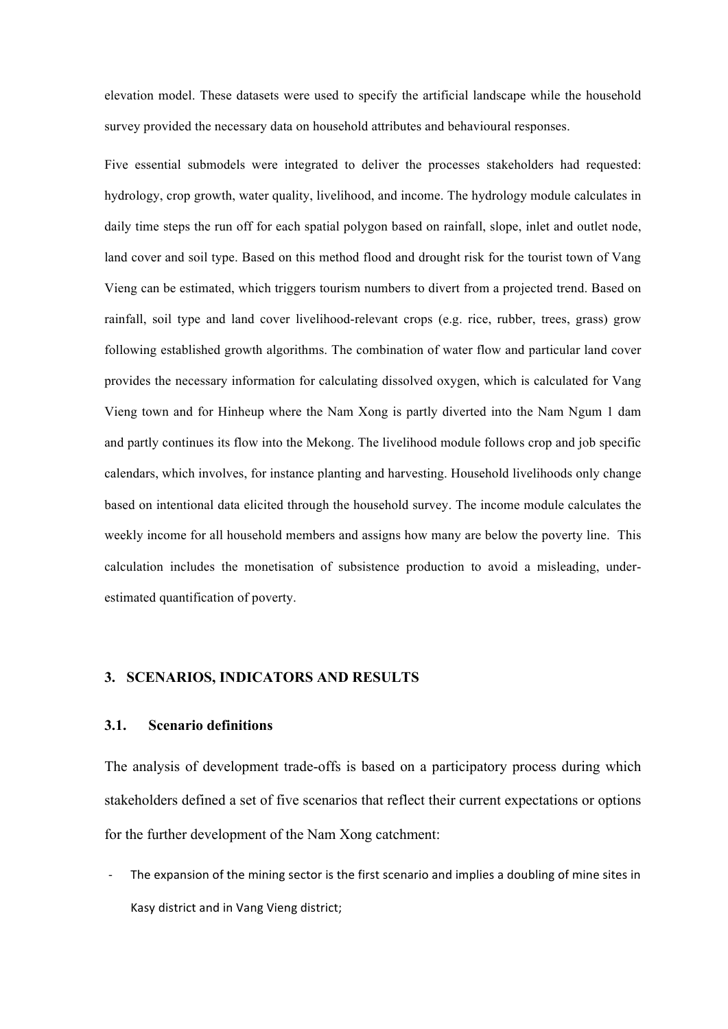elevation model. These datasets were used to specify the artificial landscape while the household survey provided the necessary data on household attributes and behavioural responses.

Five essential submodels were integrated to deliver the processes stakeholders had requested: hydrology, crop growth, water quality, livelihood, and income. The hydrology module calculates in daily time steps the run off for each spatial polygon based on rainfall, slope, inlet and outlet node, land cover and soil type. Based on this method flood and drought risk for the tourist town of Vang Vieng can be estimated, which triggers tourism numbers to divert from a projected trend. Based on rainfall, soil type and land cover livelihood-relevant crops (e.g. rice, rubber, trees, grass) grow following established growth algorithms. The combination of water flow and particular land cover provides the necessary information for calculating dissolved oxygen, which is calculated for Vang Vieng town and for Hinheup where the Nam Xong is partly diverted into the Nam Ngum 1 dam and partly continues its flow into the Mekong. The livelihood module follows crop and job specific calendars, which involves, for instance planting and harvesting. Household livelihoods only change based on intentional data elicited through the household survey. The income module calculates the weekly income for all household members and assigns how many are below the poverty line. This calculation includes the monetisation of subsistence production to avoid a misleading, under-estimated quantification of poverty.

## 3. SCENARIOS, INDICATORS AND RESULTS

### 3.1. Scenario definitions

The analysis of development trade-offs is based on a participatory process during which stakeholders defined a set of five scenarios that reflect their current expectations or options for the further development of the Nam Xong catchment:

- The expansion of the mining sector is the first scenario and implies a doubling of mine sites in Kasy district and in Vang Vieng district;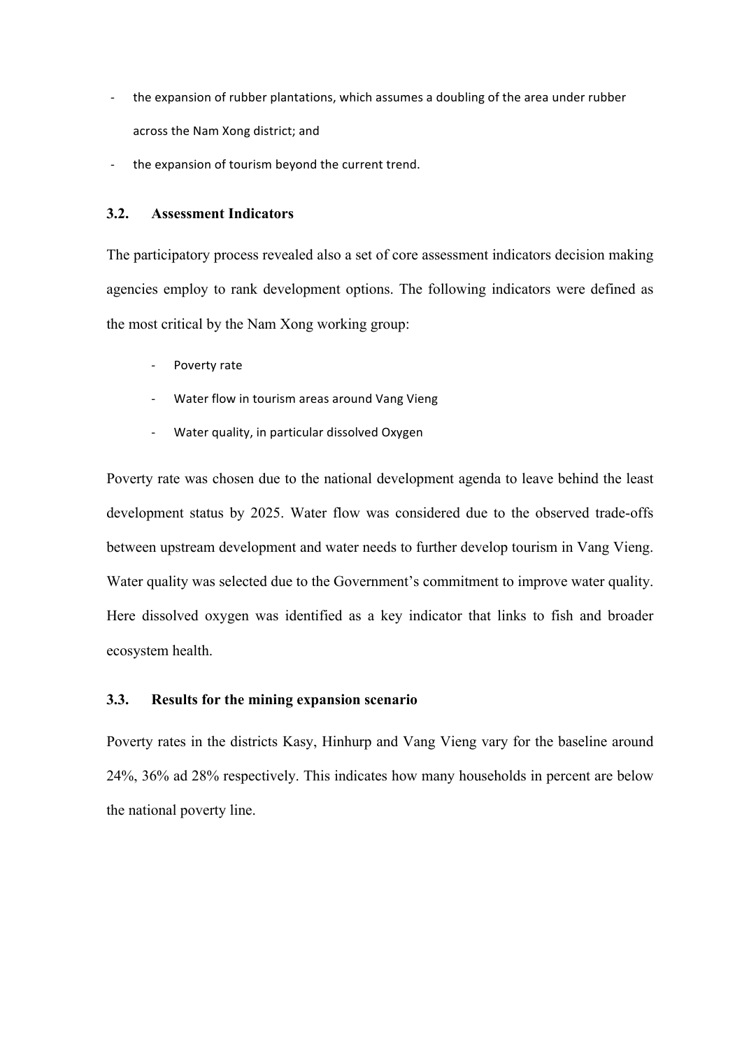- the expansion of rubber plantations, which assumes a doubling of the area under rubber across the Nam Xong district; and
- the expansion of tourism beyond the current trend.

### 3.2. Assessment Indicators

The participatory process revealed also a set of core assessment indicators decision making agencies employ to rank development options. The following indicators were defined as the most critical by the Nam Xong working group:

- Poverty rate
- Water flow in tourism areas around Vang Vieng
- Water quality, in particular dissolved Oxygen

Poverty rate was chosen due to the national development agenda to leave behind the least development status by 2025. Water flow was considered due to the observed trade-offs between upstream development and water needs to further develop tourism in Vang Vieng. Water quality was selected due to the Government's commitment to improve water quality. Here dissolved oxygen was identified as a key indicator that links to fish and broader ecosystem health.

### 3.3. Results for the mining expansion scenario

Poverty rates in the districts Kasy, Hinhurp and Vang Vieng vary for the baseline around 24%, 36% ad 28% respectively. This indicates how many households in percent are below the national poverty line.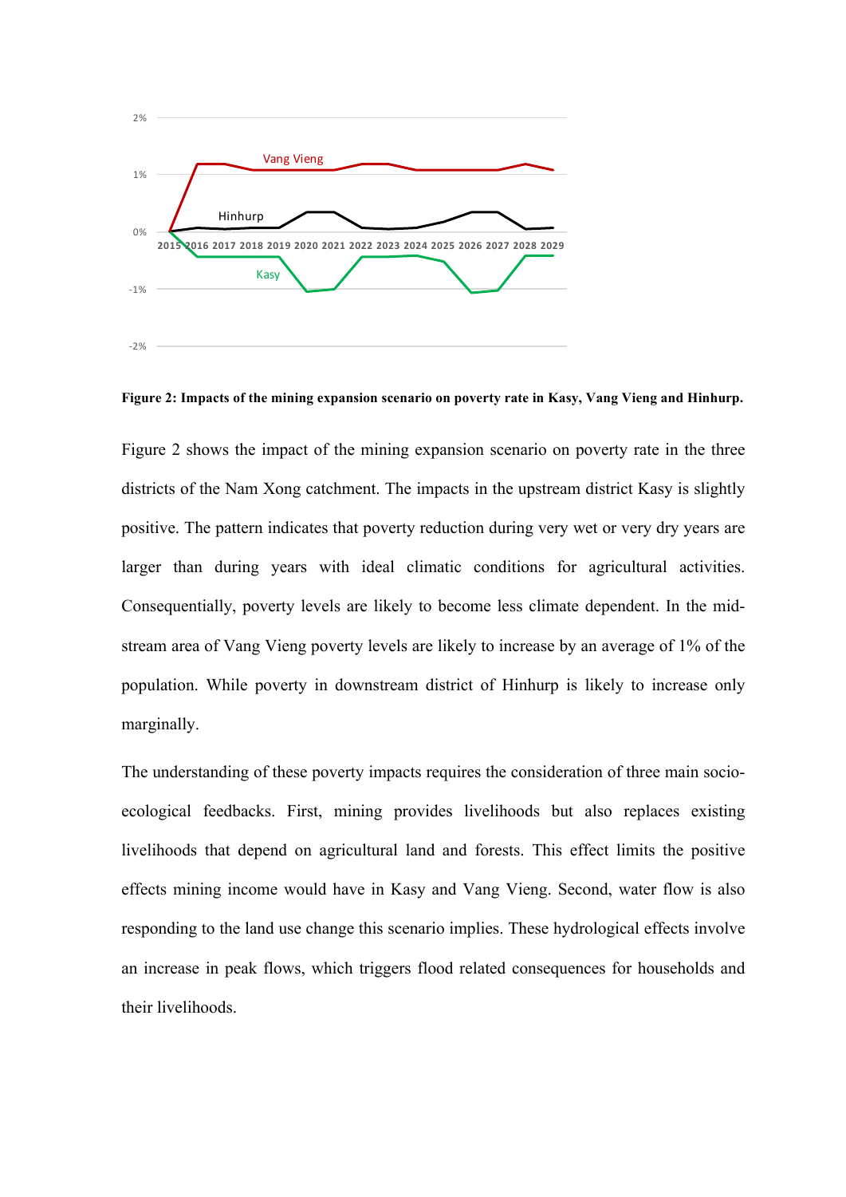**Figure 2: Impacts of the mining expansion scenario on poverty rate in Kasy, Vang Vieng and Hinhurp.**

Figure 2 shows the impact of the mining expansion scenario on poverty rate in the three districts of the Nam Xong catchment. The impacts in the upstream district Kasy is slightly positive. The pattern indicates that poverty reduction during very wet or very dry years are larger than during years with ideal climatic conditions for agricultural activities. Consequentially, poverty levels are likely to become less climate dependent. In the mid-stream area of Vang Vieng poverty levels are likely to increase by an average of 1% of the population. While poverty in downstream district of Hinhurp is likely to increase only marginally.

The understanding of these poverty impacts requires the consideration of three main socio-ecological feedbacks. First, mining provides livelihoods but also replaces existing livelihoods that depend on agricultural land and forests. This effect limits the positive effects mining income would have in Kasy and Vang Vieng. Second, water flow is also responding to the land use change this scenario implies. These hydrological effects involve an increase in peak flows, which triggers flood related consequences for households and their livelihoods.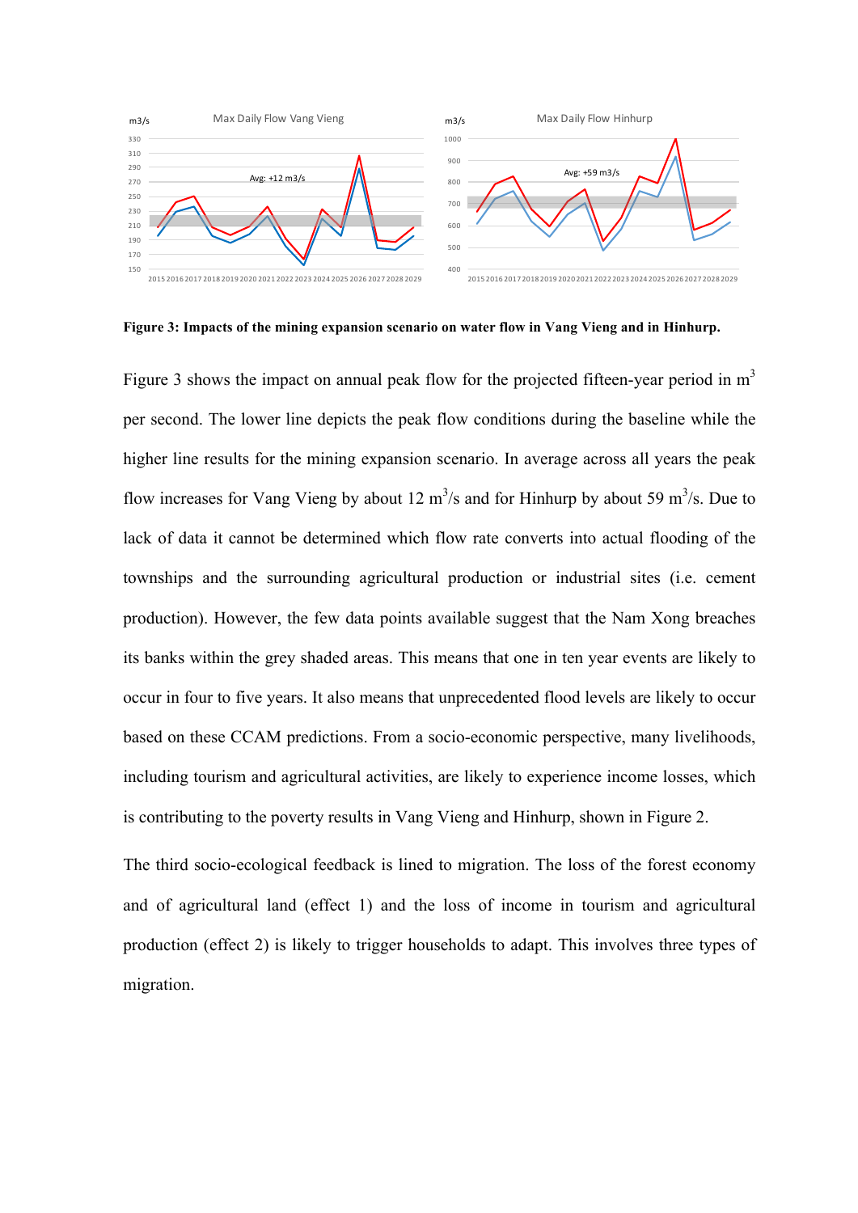**Figure 3: Impacts of the mining expansion scenario on water flow in Vang Vieng and in Hinhurp.**

Figure 3 shows the impact on annual peak flow for the projected fifteen-year period in $m^3$ per second. The lower line depicts the peak flow conditions during the baseline while the higher line results for the mining expansion scenario. In average across all years the peak flow increases for Vang Vieng by about 12 $m^3/s$ and for Hinhurp by about 59 $m^3/s$. Due to lack of data it cannot be determined which flow rate converts into actual flooding of the townships and the surrounding agricultural production or industrial sites (i.e. cement production). However, the few data points available suggest that the Nam Xong breaches its banks within the grey shaded areas. This means that one in ten year events are likely to occur in four to five years. It also means that unprecedented flood levels are likely to occur based on these CCAM predictions. From a socio-economic perspective, many livelihoods, including tourism and agricultural activities, are likely to experience income losses, which is contributing to the poverty results in Vang Vieng and Hinhurp, shown in Figure 2.

The third socio-ecological feedback is lined to migration. The loss of the forest economy and of agricultural land (effect 1) and the loss of income in tourism and agricultural production (effect 2) is likely to trigger households to adapt. This involves three types of migration.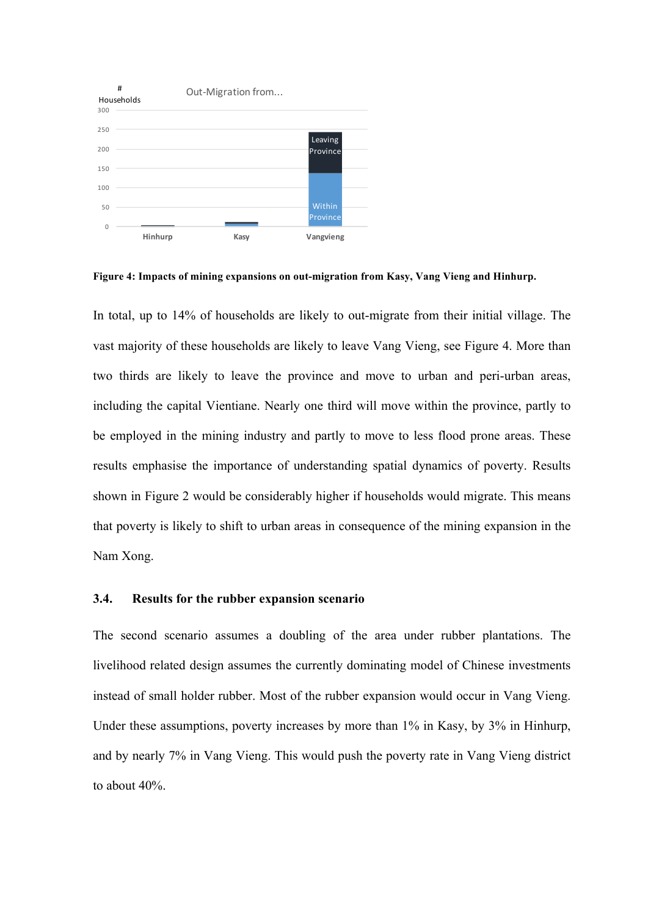Figure 4: Impacts of mining expansions on out-migration from Kasy, Vang Vieng and Hinhurp.

In total, up to 14% of households are likely to out-migrate from their initial village. The vast majority of these households are likely to leave Vang Vieng, see Figure 4. More than two thirds are likely to leave the province and move to urban and peri-urban areas, including the capital Vientiane. Nearly one third will move within the province, partly to be employed in the mining industry and partly to move to less flood prone areas. These results emphasise the importance of understanding spatial dynamics of poverty. Results shown in Figure 2 would be considerably higher if households would migrate. This means that poverty is likely to shift to urban areas in consequence of the mining expansion in the Nam Xong.

### 3.4. Results for the rubber expansion scenario

The second scenario assumes a doubling of the area under rubber plantations. The livelihood related design assumes the currently dominating model of Chinese investments instead of small holder rubber. Most of the rubber expansion would occur in Vang Vieng. Under these assumptions, poverty increases by more than 1% in Kasy, by 3% in Hinhurp, and by nearly 7% in Vang Vieng. This would push the poverty rate in Vang Vieng district to about 40%.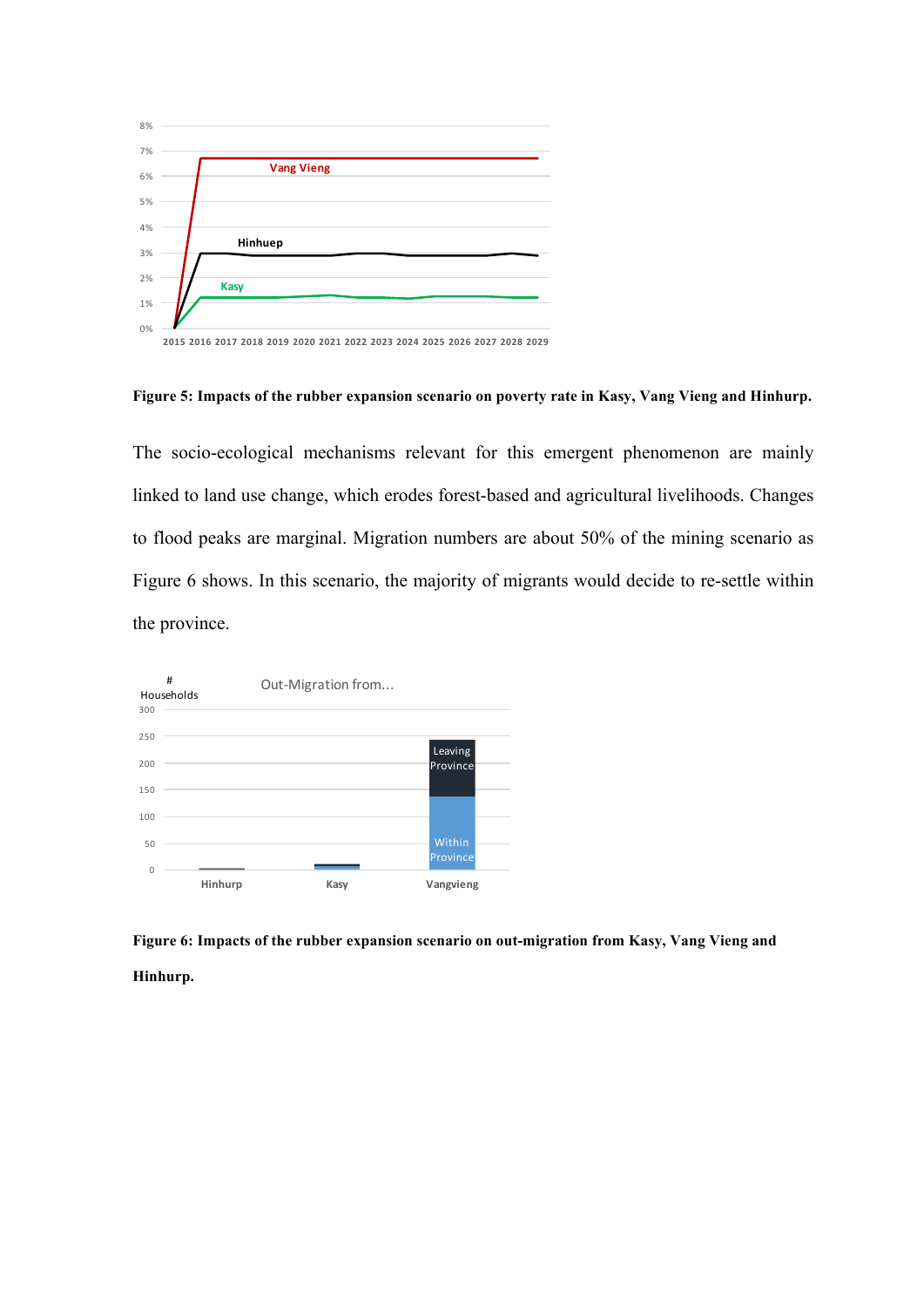**Figure 5: Impacts of the rubber expansion scenario on poverty rate in Kasy, Vang Vieng and Hinhurp.**

The socio-ecological mechanisms relevant for this emergent phenomenon are mainly linked to land use change, which erodes forest-based and agricultural livelihoods. Changes to flood peaks are marginal. Migration numbers are about 50% of the mining scenario as Figure 6 shows. In this scenario, the majority of migrants would decide to re-settle within the province.

**Figure 6: Impacts of the rubber expansion scenario on out-migration from Kasy, Vang Vieng and Hinhurp.**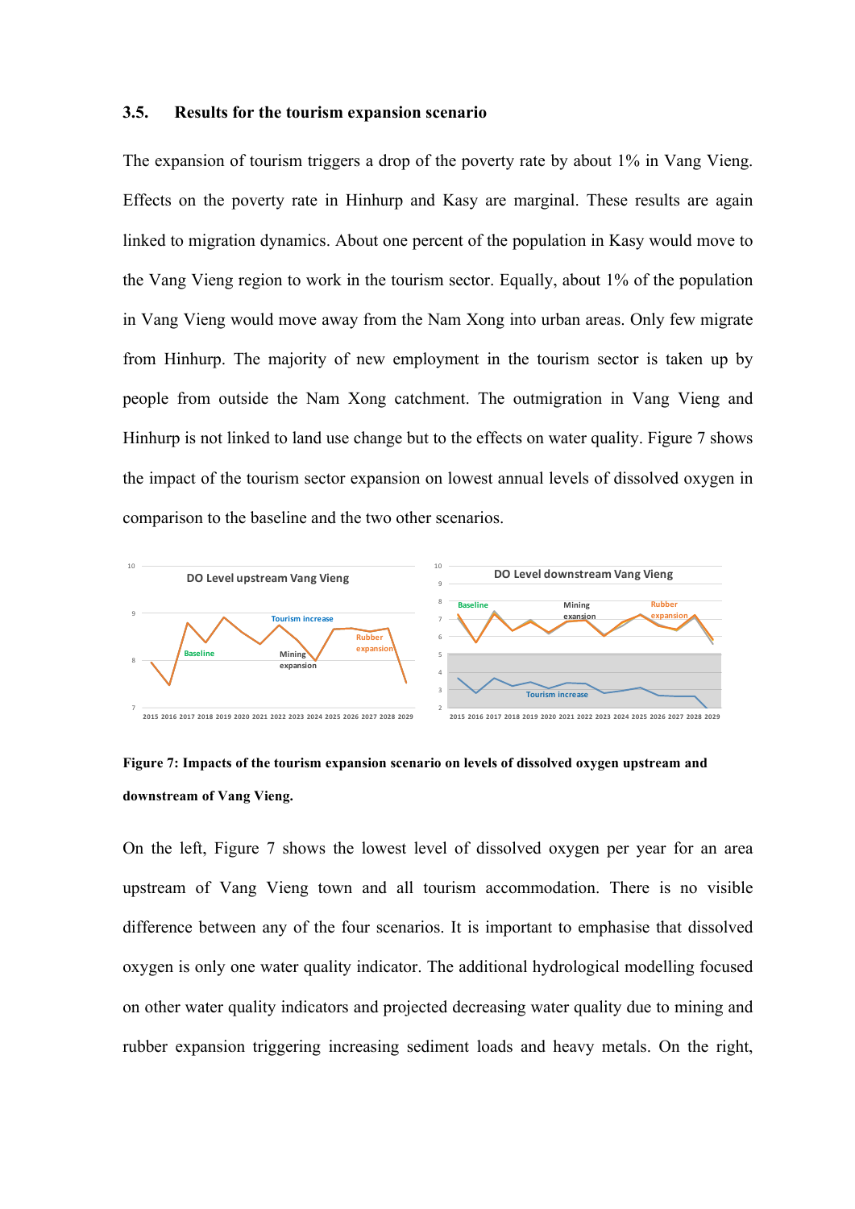### 3.5. Results for the tourism expansion scenario

The expansion of tourism triggers a drop of the poverty rate by about 1% in Vang Vieng. Effects on the poverty rate in Hinhurp and Kasy are marginal. These results are again linked to migration dynamics. About one percent of the population in Kasy would move to the Vang Vieng region to work in the tourism sector. Equally, about 1% of the population in Vang Vieng would move away from the Nam Xong into urban areas. Only few migrate from Hinhurp. The majority of new employment in the tourism sector is taken up by people from outside the Nam Xong catchment. The outmigration in Vang Vieng and Hinhurp is not linked to land use change but to the effects on water quality. Figure 7 shows the impact of the tourism sector expansion on lowest annual levels of dissolved oxygen in comparison to the baseline and the two other scenarios.

**Figure 7: Impacts of the tourism expansion scenario on levels of dissolved oxygen upstream and downstream of Vang Vieng.**

On the left, Figure 7 shows the lowest level of dissolved oxygen per year for an area upstream of Vang Vieng town and all tourism accommodation. There is no visible difference between any of the four scenarios. It is important to emphasise that dissolved oxygen is only one water quality indicator. The additional hydrological modelling focused on other water quality indicators and projected decreasing water quality due to mining and rubber expansion triggering increasing sediment loads and heavy metals. On the right,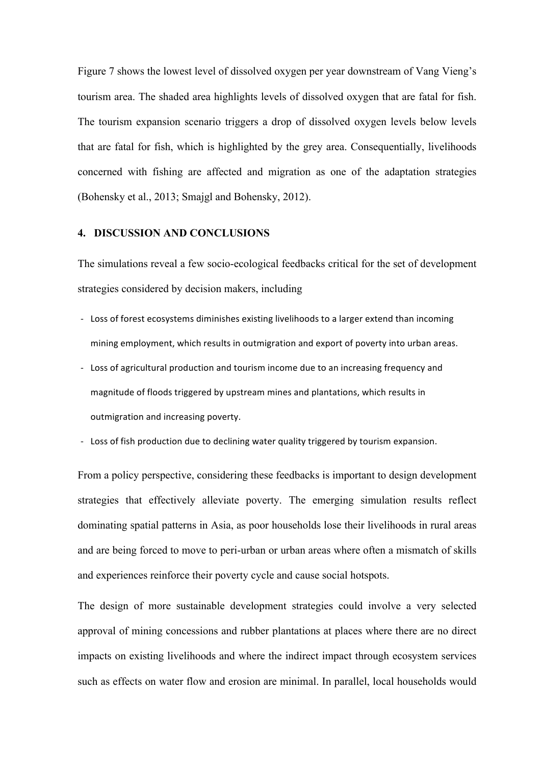Figure 7 shows the lowest level of dissolved oxygen per year downstream of Vang Vieng's tourism area. The shaded area highlights levels of dissolved oxygen that are fatal for fish. The tourism expansion scenario triggers a drop of dissolved oxygen levels below levels that are fatal for fish, which is highlighted by the grey area. Consequentially, livelihoods concerned with fishing are affected and migration as one of the adaptation strategies (Bohensky et al., 2013; Smajgl and Bohensky, 2012).

## 4. DISCUSSION AND CONCLUSIONS

The simulations reveal a few socio-ecological feedbacks critical for the set of development strategies considered by decision makers, including

- Loss of forest ecosystems diminishes existing livelihoods to a larger extend than incoming mining employment, which results in outmigration and export of poverty into urban areas.
- Loss of agricultural production and tourism income due to an increasing frequency and magnitude of floods triggered by upstream mines and plantations, which results in outmigration and increasing poverty.
- Loss of fish production due to declining water quality triggered by tourism expansion.

From a policy perspective, considering these feedbacks is important to design development strategies that effectively alleviate poverty. The emerging simulation results reflect dominating spatial patterns in Asia, as poor households lose their livelihoods in rural areas and are being forced to move to peri-urban or urban areas where often a mismatch of skills and experiences reinforce their poverty cycle and cause social hotspots.

The design of more sustainable development strategies could involve a very selected approval of mining concessions and rubber plantations at places where there are no direct impacts on existing livelihoods and where the indirect impact through ecosystem services such as effects on water flow and erosion are minimal. In parallel, local households would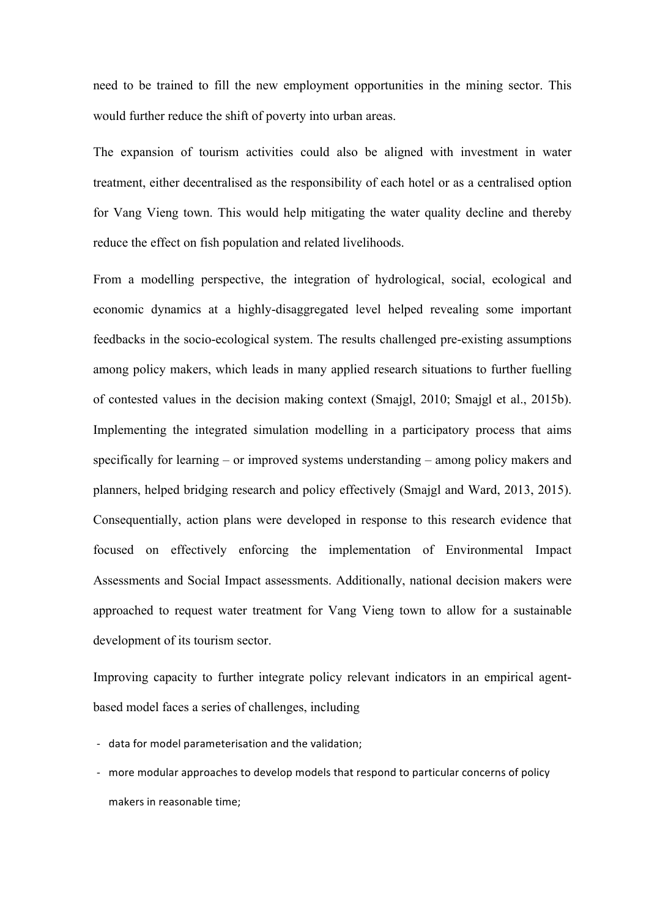need to be trained to fill the new employment opportunities in the mining sector. This would further reduce the shift of poverty into urban areas.

The expansion of tourism activities could also be aligned with investment in water treatment, either decentralised as the responsibility of each hotel or as a centralised option for Vang Vieng town. This would help mitigating the water quality decline and thereby reduce the effect on fish population and related livelihoods.

From a modelling perspective, the integration of hydrological, social, ecological and economic dynamics at a highly-disaggregated level helped revealing some important feedbacks in the socio-ecological system. The results challenged pre-existing assumptions among policy makers, which leads in many applied research situations to further fuelling of contested values in the decision making context (Smajgl, 2010; Smajgl et al., 2015b). Implementing the integrated simulation modelling in a participatory process that aims specifically for learning – or improved systems understanding – among policy makers and planners, helped bridging research and policy effectively (Smajgl and Ward, 2013, 2015). Consequentially, action plans were developed in response to this research evidence that focused on effectively enforcing the implementation of Environmental Impact Assessments and Social Impact assessments. Additionally, national decision makers were approached to request water treatment for Vang Vieng town to allow for a sustainable development of its tourism sector.

Improving capacity to further integrate policy relevant indicators in an empirical agent-based model faces a series of challenges, including

- data for model parameterisation and the validation;
- more modular approaches to develop models that respond to particular concerns of policy makers in reasonable time;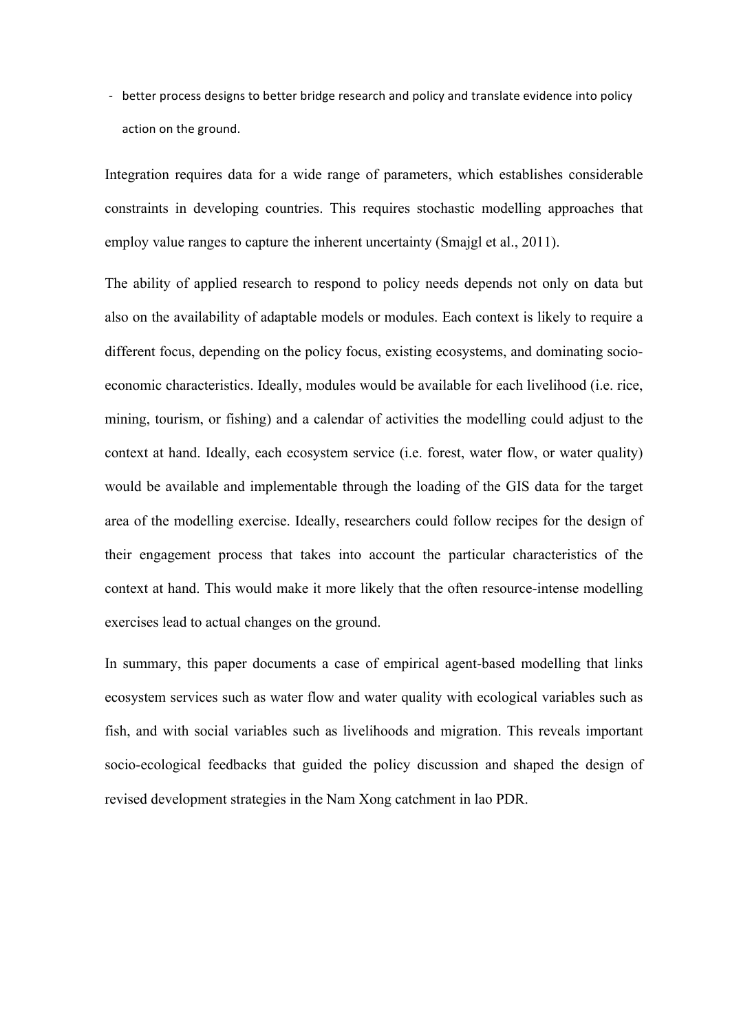- better process designs to better bridge research and policy and translate evidence into policy action on the ground.

Integration requires data for a wide range of parameters, which establishes considerable constraints in developing countries. This requires stochastic modelling approaches that employ value ranges to capture the inherent uncertainty (Smajgl et al., 2011).

The ability of applied research to respond to policy needs depends not only on data but also on the availability of adaptable models or modules. Each context is likely to require a different focus, depending on the policy focus, existing ecosystems, and dominating socio-economic characteristics. Ideally, modules would be available for each livelihood (i.e. rice, mining, tourism, or fishing) and a calendar of activities the modelling could adjust to the context at hand. Ideally, each ecosystem service (i.e. forest, water flow, or water quality) would be available and implementable through the loading of the GIS data for the target area of the modelling exercise. Ideally, researchers could follow recipes for the design of their engagement process that takes into account the particular characteristics of the context at hand. This would make it more likely that the often resource-intense modelling exercises lead to actual changes on the ground.

In summary, this paper documents a case of empirical agent-based modelling that links ecosystem services such as water flow and water quality with ecological variables such as fish, and with social variables such as livelihoods and migration. This reveals important socio-ecological feedbacks that guided the policy discussion and shaped the design of revised development strategies in the Nam Xong catchment in lao PDR.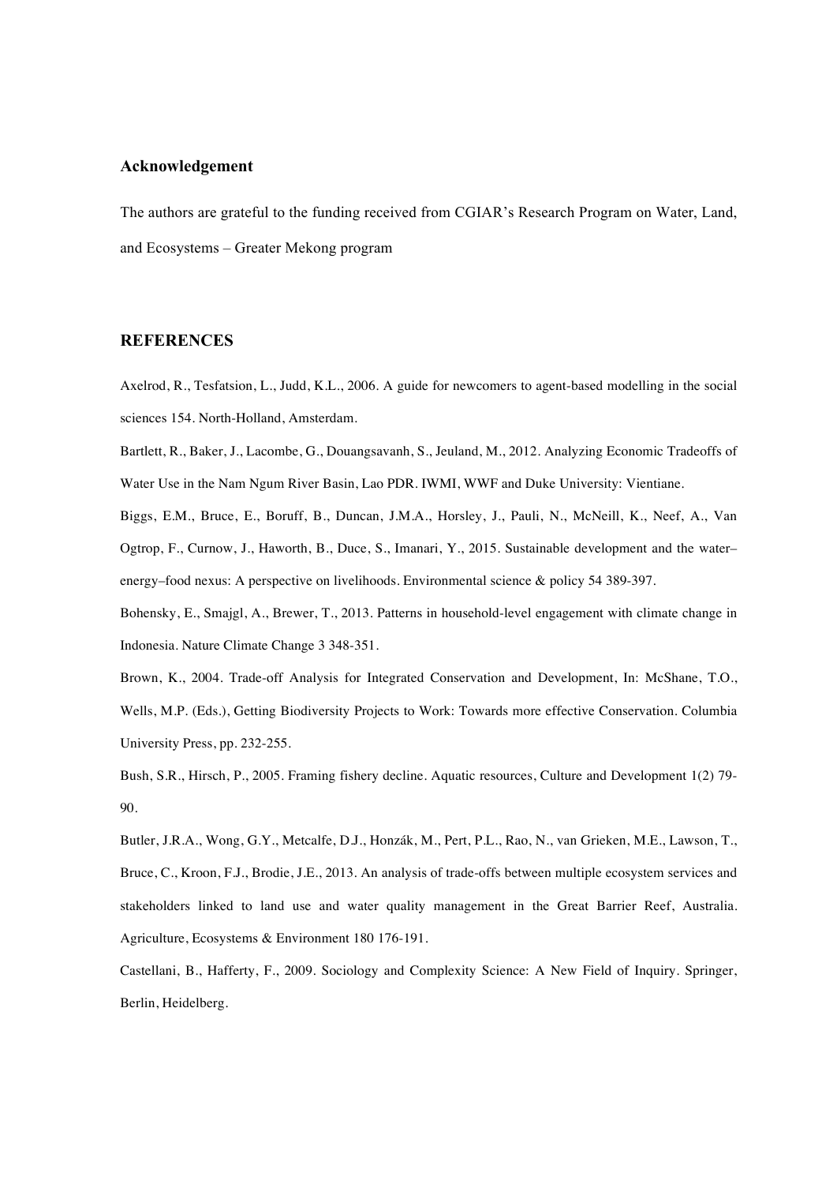## Acknowledgement

The authors are grateful to the funding received from CGIAR's Research Program on Water, Land, and Ecosystems – Greater Mekong program

## REFERENCES

Axelrod, R., Tesfatsion, L., Judd, K.L., 2006. A guide for newcomers to agent-based modelling in the social sciences 154. North-Holland, Amsterdam.

Bartlett, R., Baker, J., Lacombe, G., Douangsavanh, S., Jeuland, M., 2012. Analyzing Economic Tradeoffs of Water Use in the Nam Ngum River Basin, Lao PDR. IWMI, WWF and Duke University: Vientiane.

Biggs, E.M., Bruce, E., Boruff, B., Duncan, J.M.A., Horsley, J., Pauli, N., McNeill, K., Neef, A., Van Ogtrop, F., Curnow, J., Haworth, B., Duce, S., Imanari, Y., 2015. Sustainable development and the water–energy–food nexus: A perspective on livelihoods. Environmental science & policy 54 389-397.

Bohensky, E., Smajgl, A., Brewer, T., 2013. Patterns in household-level engagement with climate change in Indonesia. Nature Climate Change 3 348-351.

Brown, K., 2004. Trade-off Analysis for Integrated Conservation and Development, In: McShane, T.O., Wells, M.P. (Eds.), Getting Biodiversity Projects to Work: Towards more effective Conservation. Columbia University Press, pp. 232-255.

Bush, S.R., Hirsch, P., 2005. Framing fishery decline. Aquatic resources, Culture and Development 1(2) 79-90.

Butler, J.R.A., Wong, G.Y., Metcalfe, D.J., Honzák, M., Pert, P.L., Rao, N., van Grieken, M.E., Lawson, T., Bruce, C., Kroon, F.J., Brodie, J.E., 2013. An analysis of trade-offs between multiple ecosystem services and stakeholders linked to land use and water quality management in the Great Barrier Reef, Australia. Agriculture, Ecosystems & Environment 180 176-191.

Castellani, B., Hafferty, F., 2009. Sociology and Complexity Science: A New Field of Inquiry. Springer, Berlin, Heidelberg.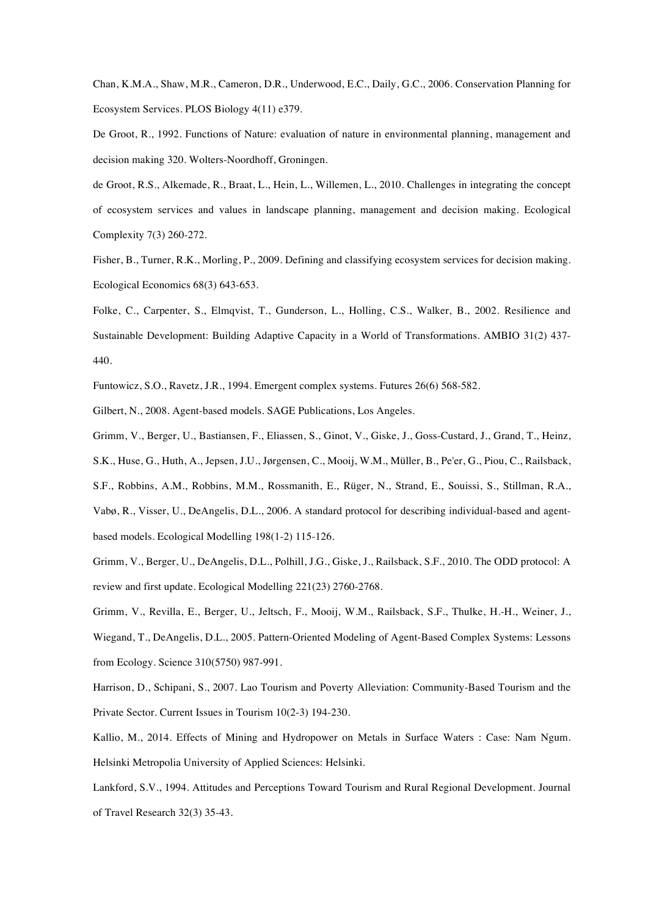Chan, K.M.A., Shaw, M.R., Cameron, D.R., Underwood, E.C., Daily, G.C., 2006. Conservation Planning for Ecosystem Services. PLOS Biology 4(11) e379.

De Groot, R., 1992. Functions of Nature: evaluation of nature in environmental planning, management and decision making 320. Wolters-Noordhoff, Groningen.

de Groot, R.S., Alkemade, R., Braat, L., Hein, L., Willemen, L., 2010. Challenges in integrating the concept of ecosystem services and values in landscape planning, management and decision making. Ecological Complexity 7(3) 260-272.

Fisher, B., Turner, R.K., Morling, P., 2009. Defining and classifying ecosystem services for decision making. Ecological Economics 68(3) 643-653.

Folke, C., Carpenter, S., Elmqvist, T., Gunderson, L., Holling, C.S., Walker, B., 2002. Resilience and Sustainable Development: Building Adaptive Capacity in a World of Transformations. AMBIO 31(2) 437-440.

Funtowicz, S.O., Ravetz, J.R., 1994. Emergent complex systems. Futures 26(6) 568-582.

Gilbert, N., 2008. Agent-based models. SAGE Publications, Los Angeles.

Grimm, V., Berger, U., Bastiansen, F., Eliassen, S., Ginot, V., Giske, J., Goss-Custard, J., Grand, T., Heinz, S.K., Huse, G., Huth, A., Jepsen, J.U., Jørgensen, C., Mooij, W.M., Müller, B., Pe'er, G., Piou, C., Railsback, S.F., Robbins, A.M., Robbins, M.M., Rossmanith, E., Rüger, N., Strand, E., Souissi, S., Stillman, R.A., Vabø, R., Visser, U., DeAngelis, D.L., 2006. A standard protocol for describing individual-based and agent-based models. Ecological Modelling 198(1-2) 115-126.

Grimm, V., Berger, U., DeAngelis, D.L., Polhill, J.G., Giske, J., Railsback, S.F., 2010. The ODD protocol: A review and first update. Ecological Modelling 221(23) 2760-2768.

Grimm, V., Revilla, E., Berger, U., Jeltsch, F., Mooij, W.M., Railsback, S.F., Thulke, H.-H., Weiner, J., Wiegand, T., DeAngelis, D.L., 2005. Pattern-Oriented Modeling of Agent-Based Complex Systems: Lessons from Ecology. Science 310(5750) 987-991.

Harrison, D., Schipani, S., 2007. Lao Tourism and Poverty Alleviation: Community-Based Tourism and the Private Sector. Current Issues in Tourism 10(2-3) 194-230.

Kallio, M., 2014. Effects of Mining and Hydropower on Metals in Surface Waters : Case: Nam Ngum. Helsinki Metropolia University of Applied Sciences: Helsinki.

Lankford, S.V., 1994. Attitudes and Perceptions Toward Tourism and Rural Regional Development. Journal of Travel Research 32(3) 35-43.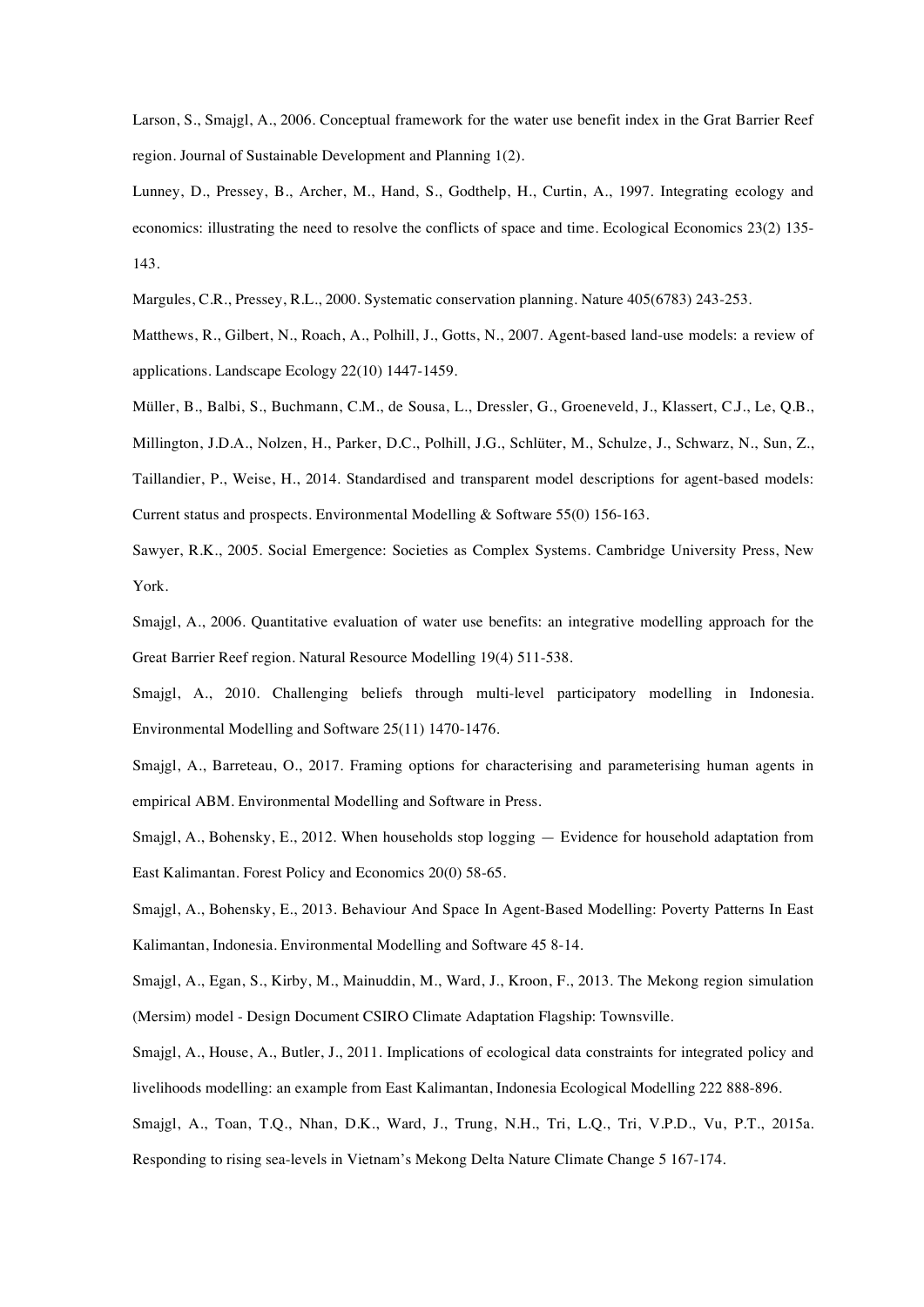Larson, S., Smajgl, A., 2006. Conceptual framework for the water use benefit index in the Grat Barrier Reef region. Journal of Sustainable Development and Planning 1(2).

Lunney, D., Pressey, B., Archer, M., Hand, S., Godthelp, H., Curtin, A., 1997. Integrating ecology and economics: illustrating the need to resolve the conflicts of space and time. Ecological Economics 23(2) 135-143.

Margules, C.R., Pressey, R.L., 2000. Systematic conservation planning. Nature 405(6783) 243-253.

Matthews, R., Gilbert, N., Roach, A., Polhill, J., Gotts, N., 2007. Agent-based land-use models: a review of applications. Landscape Ecology 22(10) 1447-1459.

Müller, B., Balbi, S., Buchmann, C.M., de Sousa, L., Dressler, G., Groeneveld, J., Klassert, C.J., Le, Q.B., Millington, J.D.A., Nolzen, H., Parker, D.C., Polhill, J.G., Schlüter, M., Schulze, J., Schwarz, N., Sun, Z., Taillandier, P., Weise, H., 2014. Standardised and transparent model descriptions for agent-based models: Current status and prospects. Environmental Modelling & Software 55(0) 156-163.

Sawyer, R.K., 2005. Social Emergence: Societies as Complex Systems. Cambridge University Press, New York.

Smajgl, A., 2006. Quantitative evaluation of water use benefits: an integrative modelling approach for the Great Barrier Reef region. Natural Resource Modelling 19(4) 511-538.

Smajgl, A., 2010. Challenging beliefs through multi-level participatory modelling in Indonesia. Environmental Modelling and Software 25(11) 1470-1476.

Smajgl, A., Barreteau, O., 2017. Framing options for characterising and parameterising human agents in empirical ABM. Environmental Modelling and Software in Press.

Smajgl, A., Bohensky, E., 2012. When households stop logging — Evidence for household adaptation from East Kalimantan. Forest Policy and Economics 20(0) 58-65.

Smajgl, A., Bohensky, E., 2013. Behaviour And Space In Agent-Based Modelling: Poverty Patterns In East Kalimantan, Indonesia. Environmental Modelling and Software 45 8-14.

Smajgl, A., Egan, S., Kirby, M., Mainuddin, M., Ward, J., Kroon, F., 2013. The Mekong region simulation (Mersim) model - Design Document CSIRO Climate Adaptation Flagship: Townsville.

Smajgl, A., House, A., Butler, J., 2011. Implications of ecological data constraints for integrated policy and livelihoods modelling: an example from East Kalimantan, Indonesia Ecological Modelling 222 888-896.

Smajgl, A., Toan, T.Q., Nhan, D.K., Ward, J., Trung, N.H., Tri, L.Q., Tri, V.P.D., Vu, P.T., 2015a. Responding to rising sea-levels in Vietnam's Mekong Delta Nature Climate Change 5 167-174.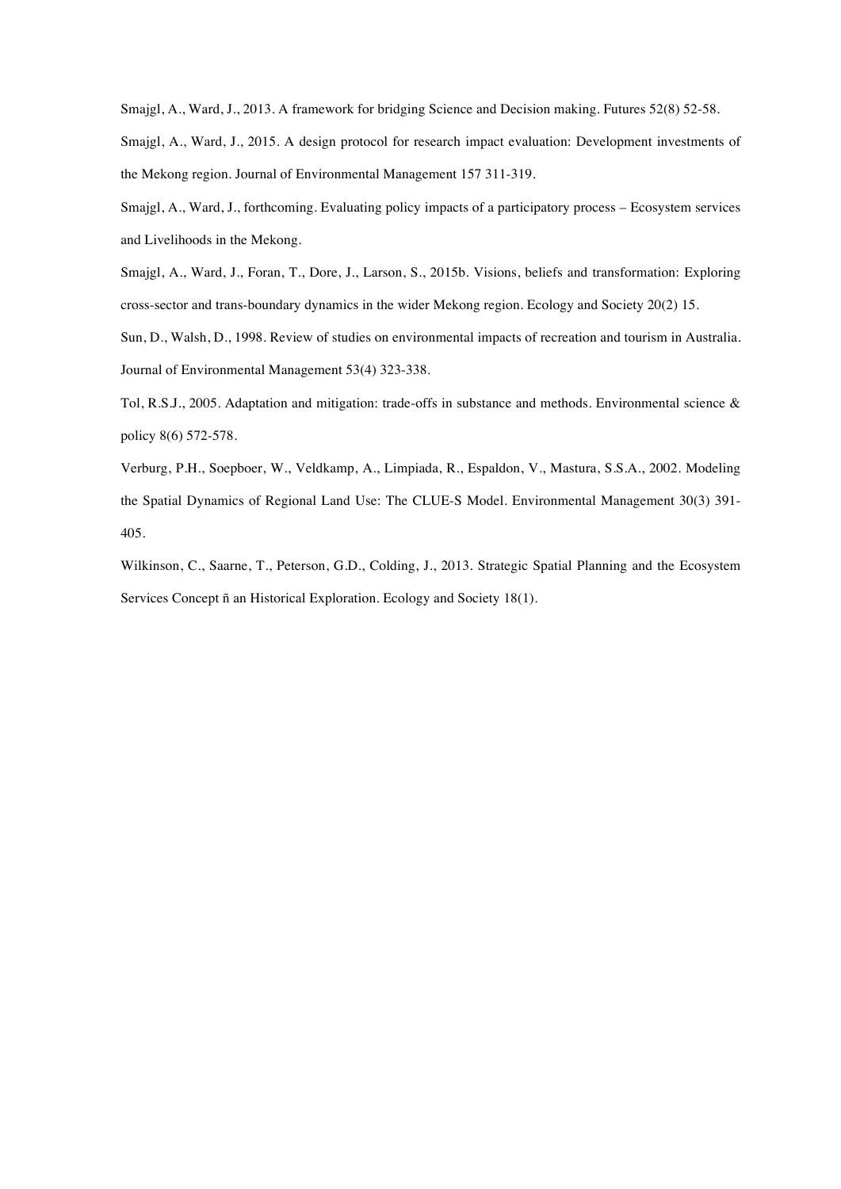Smajgl, A., Ward, J., 2013. A framework for bridging Science and Decision making. Futures 52(8) 52-58.

Smajgl, A., Ward, J., 2015. A design protocol for research impact evaluation: Development investments of the Mekong region. Journal of Environmental Management 157 311-319.

Smajgl, A., Ward, J., forthcoming. Evaluating policy impacts of a participatory process – Ecosystem services and Livelihoods in the Mekong.

Smajgl, A., Ward, J., Foran, T., Dore, J., Larson, S., 2015b. Visions, beliefs and transformation: Exploring cross-sector and trans-boundary dynamics in the wider Mekong region. Ecology and Society 20(2) 15.

Sun, D., Walsh, D., 1998. Review of studies on environmental impacts of recreation and tourism in Australia. Journal of Environmental Management 53(4) 323-338.

Tol, R.S.J., 2005. Adaptation and mitigation: trade-offs in substance and methods. Environmental science & policy 8(6) 572-578.

Verburg, P.H., Soepboer, W., Veldkamp, A., Limpiada, R., Espaldon, V., Mastura, S.S.A., 2002. Modeling the Spatial Dynamics of Regional Land Use: The CLUE-S Model. Environmental Management 30(3) 391-405.

Wilkinson, C., Saarne, T., Peterson, G.D., Colding, J., 2013. Strategic Spatial Planning and the Ecosystem Services Concept ñ an Historical Exploration. Ecology and Society 18(1).